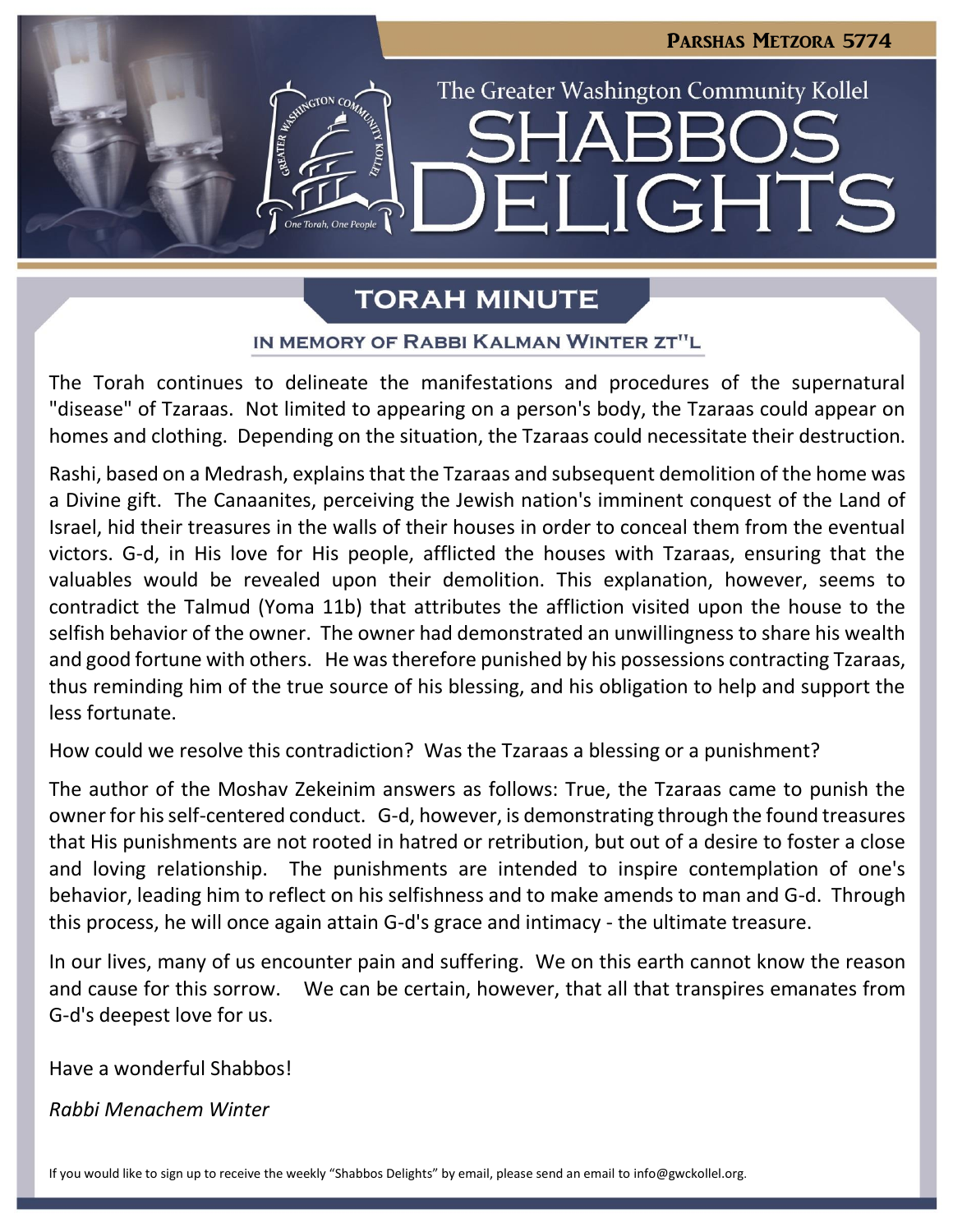Parshas Metzora 5774

The Greater Washington Community Kollel

# SHABBOS DELIGHTS

## TORAH MINUTE

### IN MEMORY OF RABBI KALMAN WINTER ZT"L

The Torah continues to delineate the manifestations and procedures of the supernatural "disease" of Tzaraas. Not limited to appearing on a person's body, the Tzaraas could appear on homes and clothing. Depending on the situation, the Tzaraas could necessitate their destruction.

Rashi, based on a Medrash, explains that the Tzaraas and subsequent demolition of the home was a Divine gift. The Canaanites, perceiving the Jewish nation's imminent conquest of the Land of Israel, hid their treasures in the walls of their houses in order to conceal them from the eventual victors. G-d, in His love for His people, afflicted the houses with Tzaraas, ensuring that the valuables would be revealed upon their demolition. This explanation, however, seems to contradict the Talmud (Yoma 11b) that attributes the affliction visited upon the house to the selfish behavior of the owner. The owner had demonstrated an unwillingness to share his wealth and good fortune with others. He was therefore punished by his possessions contracting Tzaraas, thus reminding him of the true source of his blessing, and his obligation to help and support the less fortunate.

How could we resolve this contradiction? Was the Tzaraas a blessing or a punishment?

The author of the Moshav Zekeinim answers as follows: True, the Tzaraas came to punish the owner for his self-centered conduct. G-d, however, is demonstrating through the found treasures that His punishments are not rooted in hatred or retribution, but out of a desire to foster a close and loving relationship. The punishments are intended to inspire contemplation of one's behavior, leading him to reflect on his selfishness and to make amends to man and G-d. Through this process, he will once again attain G-d's grace and intimacy - the ultimate treasure.

In our lives, many of us encounter pain and suffering. We on this earth cannot know the reason and cause for this sorrow. We can be certain, however, that all that transpires emanates from G-d's deepest love for us.

Have a wonderful Shabbos!

*Rabbi Menachem Winter*

If you would like to sign up to receive the weekly "Shabbos Delights" by email, please send an email to info@gwckollel.org.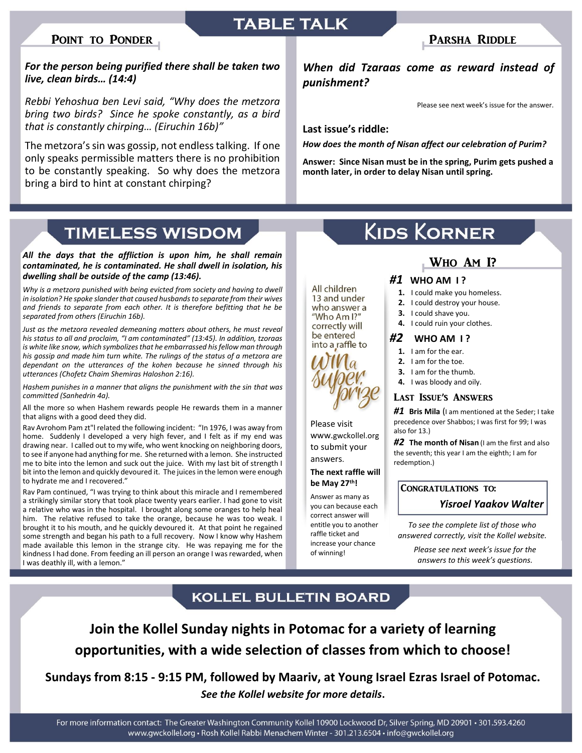# TABLE TALK

## Point to Ponder

***For the person being purified there shall be taken two live, clean birds… (14:4)***

*Rebbi Yehoshua ben Levi said, "Why does the metzora bring two birds? Since he spoke constantly, as a bird that is constantly chirping… (Eiruchin 16b)"*

The metzora's sin was gossip, not endless talking. If one only speaks permissible matters there is no prohibition to be constantly speaking. So why does the metzora bring a bird to hint at constant chirping?

## Parsha Riddle

***When did Tzaraas come as reward instead of punishment?***

Please see next week's issue for the answer.

**Last issue's riddle:**

***How does the month of Nisan affect our celebration of Purim?***

**Answer: Since Nisan must be in the spring, Purim gets pushed a month later, in order to delay Nisan until spring.**

# TIMELESS WISDOM

***All the days that the affliction is upon him, he shall remain contaminated, he is contaminated. He shall dwell in isolation, his dwelling shall be outside of the camp (13:46).***

*Why is a metzora punished with being evicted from society and having to dwell in isolation? He spoke slander that caused husbands to separate from their wives and friends to separate from each other. It is therefore befitting that he be separated from others (Eiruchin 16b).*

*Just as the metzora revealed demeaning matters about others, he must reveal his status to all and proclaim, "I am contaminated" (13:45). In addition, tzoraas is white like snow, which symbolizes that he embarrassed his fellow man through his gossip and made him turn white. The rulings of the status of a metzora are dependant on the utterances of the kohen because he sinned through his utterances (Chofetz Chaim Shemiras Haloshon 2:16).*

*Hashem punishes in a manner that aligns the punishment with the sin that was committed (Sanhedrin 4a).*

All the more so when Hashem rewards people He rewards them in a manner that aligns with a good deed they did.

Rav Avrohom Pam zt"l related the following incident: "In 1976, I was away from home. Suddenly I developed a very high fever, and I felt as if my end was drawing near. I called out to my wife, who went knocking on neighboring doors, to see if anyone had anything for me. She returned with a lemon. She instructed me to bite into the lemon and suck out the juice. With my last bit of strength I bit into the lemon and quickly devoured it. The juices in the lemon were enough to hydrate me and I recovered."

Rav Pam continued, "I was trying to think about this miracle and I remembered a strikingly similar story that took place twenty years earlier. I had gone to visit a relative who was in the hospital. I brought along some oranges to help heal him. The relative refused to take the orange, because he was too weak. I brought it to his mouth, and he quickly devoured it. At that point he regained some strength and began his path to a full recovery. Now I know why Hashem made available this lemon in the strange city. He was repaying me for the kindness I had done. From feeding an ill person an orange I was rewarded, when I was deathly ill, with a lemon."

# Kids Korner

All children 13 and under who answer a "Who Am I?" correctly will be entered into a raffle to

Win a super prize

Please visit www.gwckollel.org to submit your answers.

**The next raffle will be May 27th!**

Answer as many as you can because each correct answer will entitle you to another raffle ticket and increase your chance of winning!

## Who Am I?

### #1 WHO AM I ?

1. I could make you homeless.
2. I could destroy your house.
3. I could shave you.
4. I could ruin your clothes.

### #2 WHO AM I ?

1. I am for the ear.
2. I am for the toe.
3. I am for the thumb.
4. I was bloody and oily.

## Last Issue's Answers

***#1*** **Bris Mila** (I am mentioned at the Seder; I take precedence over Shabbos; I was first for 99; I was also for 13.)

***#2*** **The month of Nisan** (I am the first and also the seventh; this year I am the eighth; I am for redemption.)

**Congratulations to:**

***Yisroel Yaakov Walter***

*To see the complete list of those who answered correctly, visit the Kollel website.*

*Please see next week's issue for the answers to this week's questions.*

# KOLLEL BULLETIN BOARD

**Join the Kollel Sunday nights in Potomac for a variety of learning opportunities, with a wide selection of classes from which to choose!**

**Sundays from 8:15 - 9:15 PM, followed by Maariv, at Young Israel Ezras Israel of Potomac.**

***See the Kollel website for more details*.**

For more information contact: The Greater Washington Community Kollel 10900 Lockwood Dr, Silver Spring, MD 20901 • 301.593.4260
www.gwckollel.org • Rosh Kollel Rabbi Menachem Winter - 301.213.6504 • info@gwckollel.org